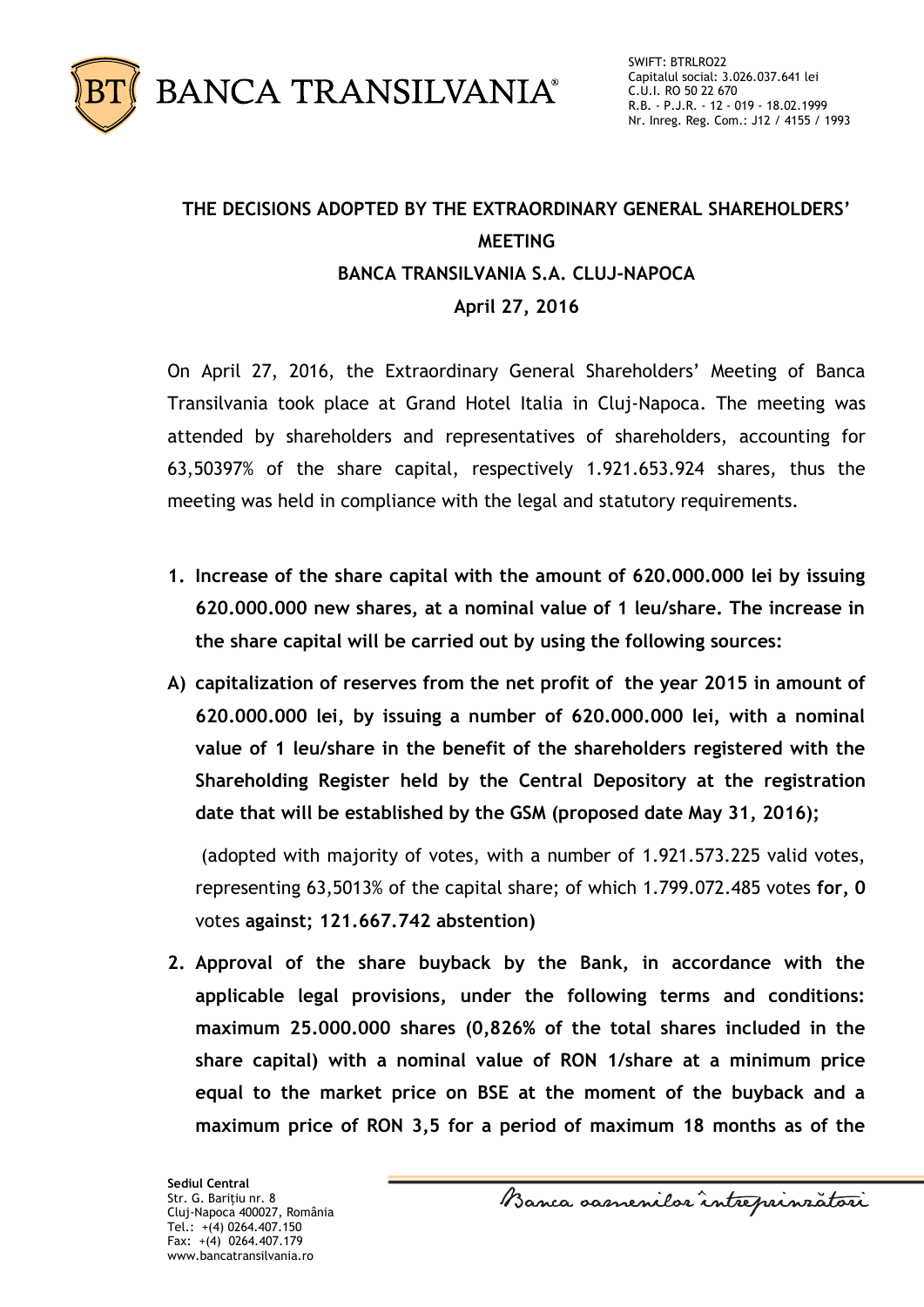SWIFT: BTRLRO22
Capitalul social: 3.026.037.641 lei
C.U.I. RO 50 22 670
R.B. - P.J.R. - 12 - 019 - 18.02.1999
Nr. Inreg. Reg. Com.: J12 / 4155 / 1993

## THE DECISIONS ADOPTED BY THE EXTRAORDINARY GENERAL SHAREHOLDERS' MEETING

## BANCA TRANSILVANIA S.A. CLUJ-NAPOCA

## April 27, 2016

On April 27, 2016, the Extraordinary General Shareholders' Meeting of Banca Transilvania took place at Grand Hotel Italia in Cluj-Napoca. The meeting was attended by shareholders and representatives of shareholders, accounting for 63,50397% of the share capital, respectively 1.921.653.924 shares, thus the meeting was held in compliance with the legal and statutory requirements.

1. **Increase of the share capital with the amount of 620.000.000 lei by issuing 620.000.000 new shares, at a nominal value of 1 leu/share. The increase in the share capital will be carried out by using the following sources:**

A) **capitalization of reserves from the net profit of the year 2015 in amount of 620.000.000 lei, by issuing a number of 620.000.000 lei, with a nominal value of 1 leu/share in the benefit of the shareholders registered with the Shareholding Register held by the Central Depository at the registration date that will be established by the GSM (proposed date May 31, 2016);**

(adopted with majority of votes, with a number of 1.921.573.225 valid votes, representing 63,5013% of the capital share; of which 1.799.072.485 votes **for, 0** votes **against; 121.667.742 abstention)**

2. **Approval of the share buyback by the Bank, in accordance with the applicable legal provisions, under the following terms and conditions: maximum 25.000.000 shares (0,826% of the total shares included in the share capital) with a nominal value of RON 1/share at a minimum price equal to the market price on BSE at the moment of the buyback and a maximum price of RON 3,5 for a period of maximum 18 months as of the**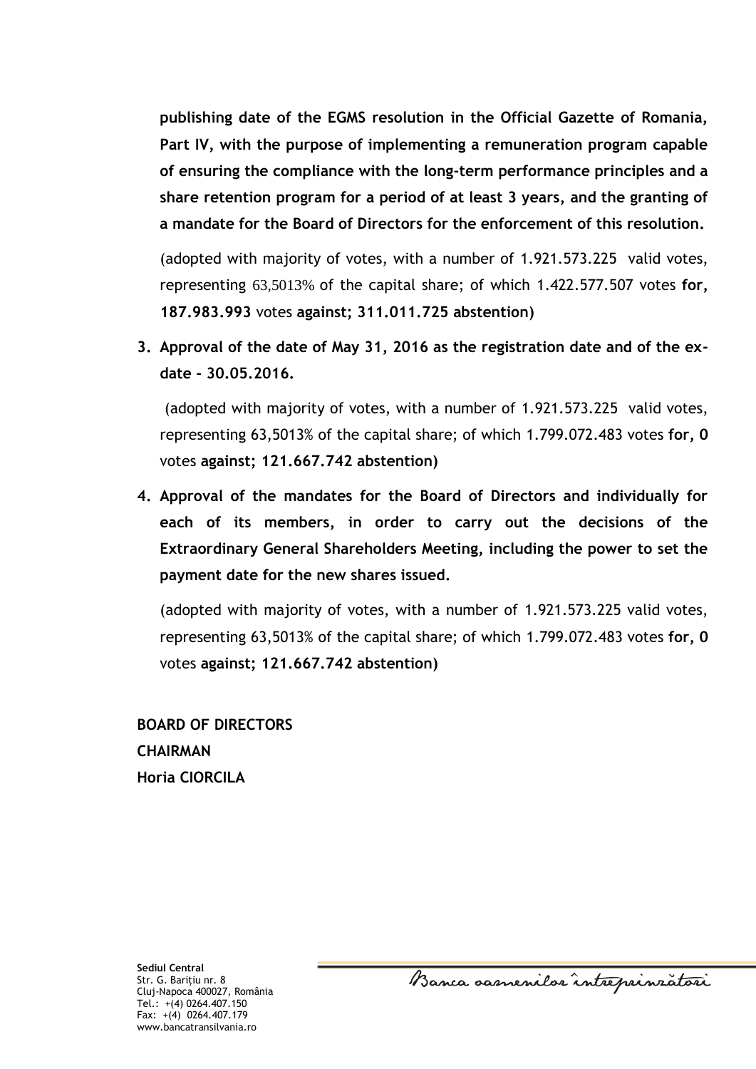**publishing date of the EGMS resolution in the Official Gazette of Romania, Part IV, with the purpose of implementing a remuneration program capable of ensuring the compliance with the long-term performance principles and a share retention program for a period of at least 3 years, and the granting of a mandate for the Board of Directors for the enforcement of this resolution.**

(adopted with majority of votes, with a number of 1.921.573.225 valid votes, representing 63,5013% of the capital share; of which 1.422.577.507 votes **for, 187.983.993** votes **against; 311.011.725 abstention)**

3. **Approval of the date of May 31, 2016 as the registration date and of the ex-date - 30.05.2016.**

   (adopted with majority of votes, with a number of 1.921.573.225 valid votes, representing 63,5013% of the capital share; of which 1.799.072.483 votes **for, 0** votes **against; 121.667.742 abstention)**

4. **Approval of the mandates for the Board of Directors and individually for each of its members, in order to carry out the decisions of the Extraordinary General Shareholders Meeting, including the power to set the payment date for the new shares issued.**

   (adopted with majority of votes, with a number of 1.921.573.225 valid votes, representing 63,5013% of the capital share; of which 1.799.072.483 votes **for, 0** votes **against; 121.667.742 abstention)**

**BOARD OF DIRECTORS**
**CHAIRMAN**
**Horia CIORCILA**